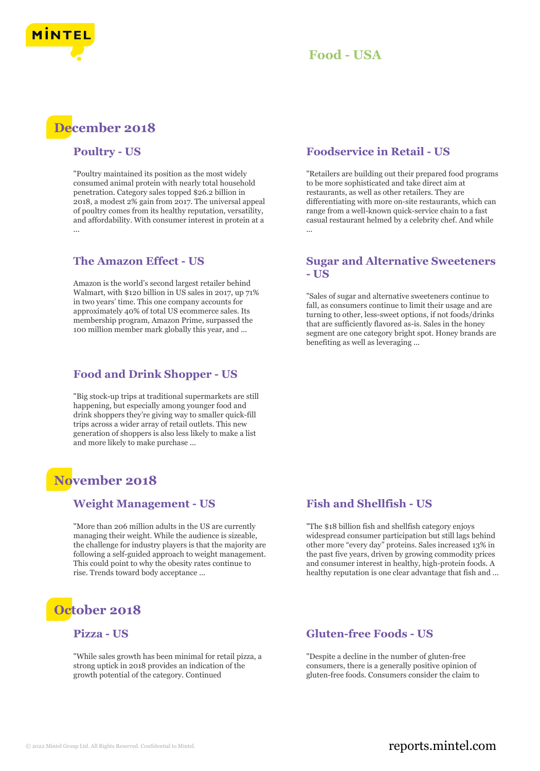# Food - USA

## December 2018

### Poultry - US

"Poultry maintained its position as the most widely consumed animal protein with nearly total household penetration. Category sales topped $26.2 billion in 2018, a modest 2% gain from 2017. The universal appeal of poultry comes from its healthy reputation, versatility, and affordability. With consumer interest in protein at a ...

### Foodservice in Retail - US

"Retailers are building out their prepared food programs to be more sophisticated and take direct aim at restaurants, as well as other retailers. They are differentiating with more on-site restaurants, which can range from a well-known quick-service chain to a fast casual restaurant helmed by a celebrity chef. And while ...

### The Amazon Effect - US

Amazon is the world's second largest retailer behind Walmart, with $120 billion in US sales in 2017, up 71% in two years' time. This one company accounts for approximately 40% of total US ecommerce sales. Its membership program, Amazon Prime, surpassed the 100 million member mark globally this year, and ...

### Sugar and Alternative Sweeteners - US

"Sales of sugar and alternative sweeteners continue to fall, as consumers continue to limit their usage and are turning to other, less-sweet options, if not foods/drinks that are sufficiently flavored as-is. Sales in the honey segment are one category bright spot. Honey brands are benefiting as well as leveraging ...

### Food and Drink Shopper - US

"Big stock-up trips at traditional supermarkets are still happening, but especially among younger food and drink shoppers they're giving way to smaller quick-fill trips across a wider array of retail outlets. This new generation of shoppers is also less likely to make a list and more likely to make purchase ...

## November 2018

### Weight Management - US

"More than 206 million adults in the US are currently managing their weight. While the audience is sizeable, the challenge for industry players is that the majority are following a self-guided approach to weight management. This could point to why the obesity rates continue to rise. Trends toward body acceptance ...

### Fish and Shellfish - US

"The $18 billion fish and shellfish category enjoys widespread consumer participation but still lags behind other more "every day" proteins. Sales increased 13% in the past five years, driven by growing commodity prices and consumer interest in healthy, high-protein foods. A healthy reputation is one clear advantage that fish and ...

## October 2018

### Pizza - US

"While sales growth has been minimal for retail pizza, a strong uptick in 2018 provides an indication of the growth potential of the category. Continued

### Gluten-free Foods - US

"Despite a decline in the number of gluten-free consumers, there is a generally positive opinion of gluten-free foods. Consumers consider the claim to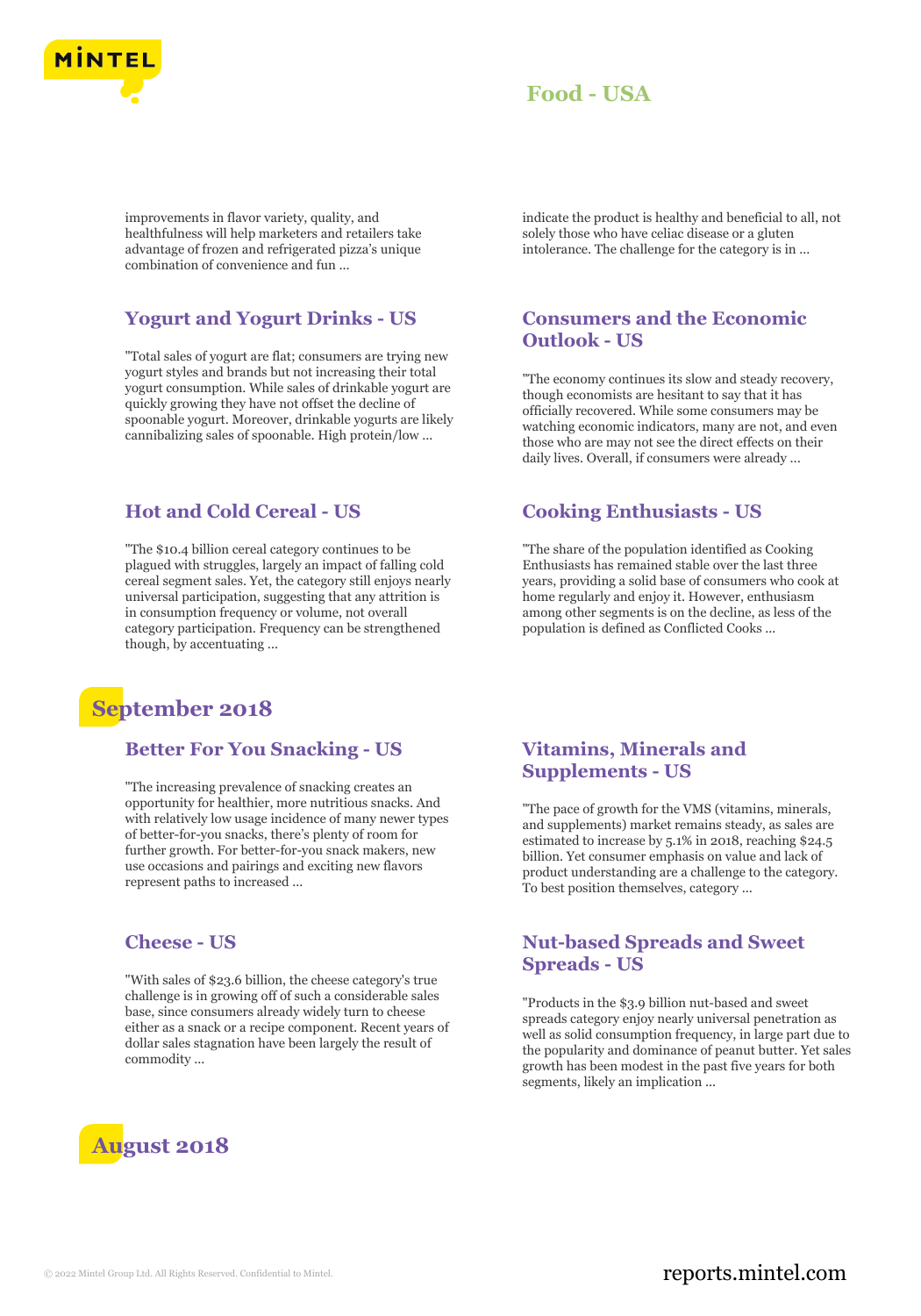improvements in flavor variety, quality, and healthfulness will help marketers and retailers take advantage of frozen and refrigerated pizza's unique combination of convenience and fun ...

indicate the product is healthy and beneficial to all, not solely those who have celiac disease or a gluten intolerance. The challenge for the category is in ...

### Yogurt and Yogurt Drinks - US

"Total sales of yogurt are flat; consumers are trying new yogurt styles and brands but not increasing their total yogurt consumption. While sales of drinkable yogurt are quickly growing they have not offset the decline of spoonable yogurt. Moreover, drinkable yogurts are likely cannibalizing sales of spoonable. High protein/low ...

### Consumers and the Economic Outlook - US

"The economy continues its slow and steady recovery, though economists are hesitant to say that it has officially recovered. While some consumers may be watching economic indicators, many are not, and even those who are may not see the direct effects on their daily lives. Overall, if consumers were already ...

### Hot and Cold Cereal - US

"The $10.4 billion cereal category continues to be plagued with struggles, largely an impact of falling cold cereal segment sales. Yet, the category still enjoys nearly universal participation, suggesting that any attrition is in consumption frequency or volume, not overall category participation. Frequency can be strengthened though, by accentuating ...

### Cooking Enthusiasts - US

"The share of the population identified as Cooking Enthusiasts has remained stable over the last three years, providing a solid base of consumers who cook at home regularly and enjoy it. However, enthusiasm among other segments is on the decline, as less of the population is defined as Conflicted Cooks ...

## September 2018

### Better For You Snacking - US

"The increasing prevalence of snacking creates an opportunity for healthier, more nutritious snacks. And with relatively low usage incidence of many newer types of better-for-you snacks, there's plenty of room for further growth. For better-for-you snack makers, new use occasions and pairings and exciting new flavors represent paths to increased ...

### Vitamins, Minerals and Supplements - US

"The pace of growth for the VMS (vitamins, minerals, and supplements) market remains steady, as sales are estimated to increase by 5.1% in 2018, reaching $24.5 billion. Yet consumer emphasis on value and lack of product understanding are a challenge to the category. To best position themselves, category ...

### Cheese - US

"With sales of $23.6 billion, the cheese category's true challenge is in growing off of such a considerable sales base, since consumers already widely turn to cheese either as a snack or a recipe component. Recent years of dollar sales stagnation have been largely the result of commodity ...

### Nut-based Spreads and Sweet Spreads - US

"Products in the $3.9 billion nut-based and sweet spreads category enjoy nearly universal penetration as well as solid consumption frequency, in large part due to the popularity and dominance of peanut butter. Yet sales growth has been modest in the past five years for both segments, likely an implication ...

## August 2018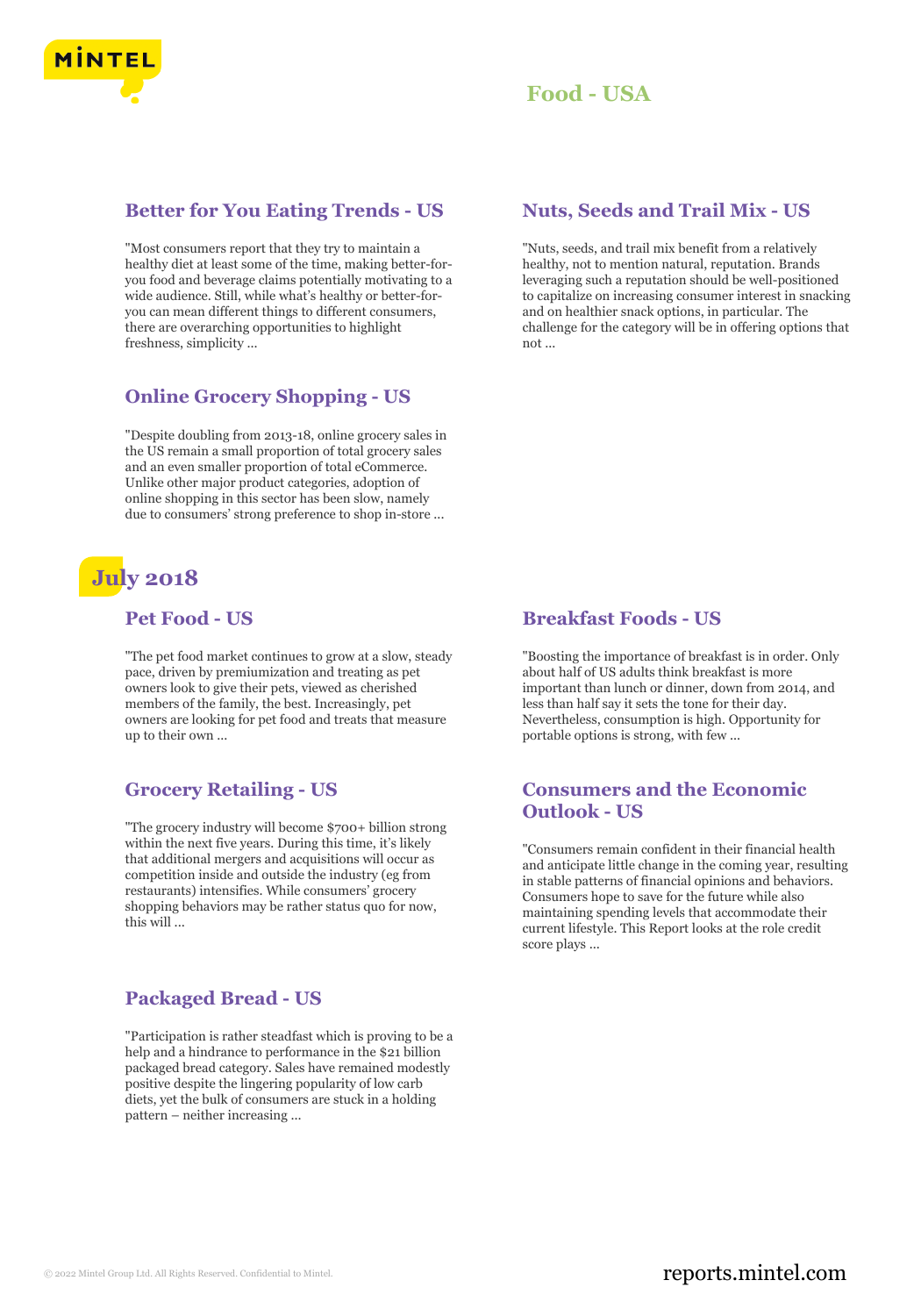# Food - USA

### Better for You Eating Trends - US

"Most consumers report that they try to maintain a healthy diet at least some of the time, making better-for-you food and beverage claims potentially motivating to a wide audience. Still, while what's healthy or better-for-you can mean different things to different consumers, there are overarching opportunities to highlight freshness, simplicity ...

### Nuts, Seeds and Trail Mix - US

"Nuts, seeds, and trail mix benefit from a relatively healthy, not to mention natural, reputation. Brands leveraging such a reputation should be well-positioned to capitalize on increasing consumer interest in snacking and on healthier snack options, in particular. The challenge for the category will be in offering options that not ...

### Online Grocery Shopping - US

"Despite doubling from 2013-18, online grocery sales in the US remain a small proportion of total grocery sales and an even smaller proportion of total eCommerce. Unlike other major product categories, adoption of online shopping in this sector has been slow, namely due to consumers' strong preference to shop in-store ...

## July 2018

### Pet Food - US

"The pet food market continues to grow at a slow, steady pace, driven by premiumization and treating as pet owners look to give their pets, viewed as cherished members of the family, the best. Increasingly, pet owners are looking for pet food and treats that measure up to their own ...

### Breakfast Foods - US

"Boosting the importance of breakfast is in order. Only about half of US adults think breakfast is more important than lunch or dinner, down from 2014, and less than half say it sets the tone for their day. Nevertheless, consumption is high. Opportunity for portable options is strong, with few ...

### Grocery Retailing - US

"The grocery industry will become $700+ billion strong within the next five years. During this time, it's likely that additional mergers and acquisitions will occur as competition inside and outside the industry (eg from restaurants) intensifies. While consumers' grocery shopping behaviors may be rather status quo for now, this will ...

### Consumers and the Economic Outlook - US

"Consumers remain confident in their financial health and anticipate little change in the coming year, resulting in stable patterns of financial opinions and behaviors. Consumers hope to save for the future while also maintaining spending levels that accommodate their current lifestyle. This Report looks at the role credit score plays ...

### Packaged Bread - US

"Participation is rather steadfast which is proving to be a help and a hindrance to performance in the $21 billion packaged bread category. Sales have remained modestly positive despite the lingering popularity of low carb diets, yet the bulk of consumers are stuck in a holding pattern – neither increasing ...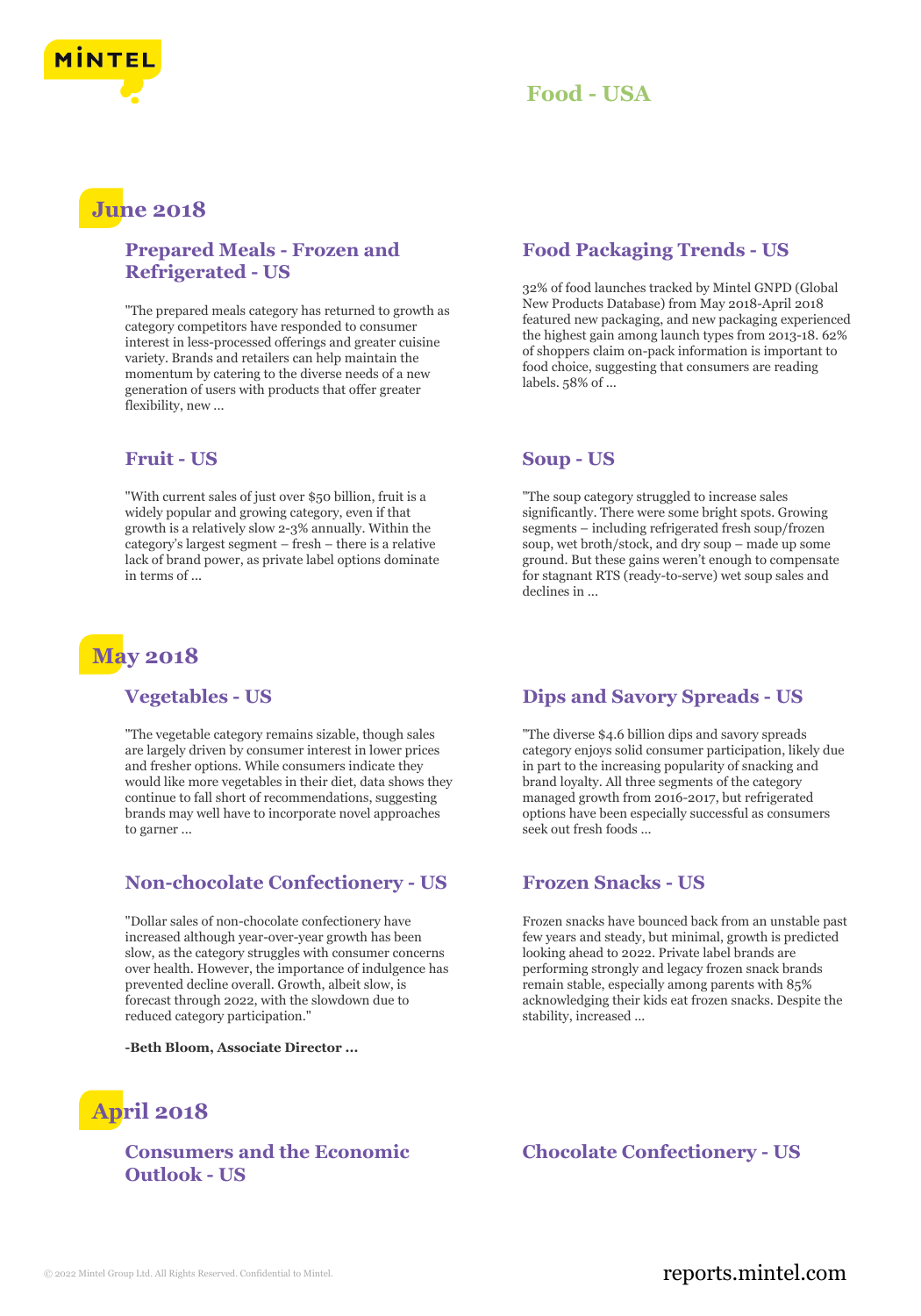# Food - USA

## June 2018

### Prepared Meals - Frozen and Refrigerated - US

"The prepared meals category has returned to growth as category competitors have responded to consumer interest in less-processed offerings and greater cuisine variety. Brands and retailers can help maintain the momentum by catering to the diverse needs of a new generation of users with products that offer greater flexibility, new ...

### Food Packaging Trends - US

32% of food launches tracked by Mintel GNPD (Global New Products Database) from May 2018-April 2018 featured new packaging, and new packaging experienced the highest gain among launch types from 2013-18. 62% of shoppers claim on-pack information is important to food choice, suggesting that consumers are reading labels. 58% of ...

### Fruit - US

"With current sales of just over $50 billion, fruit is a widely popular and growing category, even if that growth is a relatively slow 2-3% annually. Within the category's largest segment – fresh – there is a relative lack of brand power, as private label options dominate in terms of ...

### Soup - US

"The soup category struggled to increase sales significantly. There were some bright spots. Growing segments – including refrigerated fresh soup/frozen soup, wet broth/stock, and dry soup – made up some ground. But these gains weren't enough to compensate for stagnant RTS (ready-to-serve) wet soup sales and declines in ...

## May 2018

### Vegetables - US

"The vegetable category remains sizable, though sales are largely driven by consumer interest in lower prices and fresher options. While consumers indicate they would like more vegetables in their diet, data shows they continue to fall short of recommendations, suggesting brands may well have to incorporate novel approaches to garner ...

### Dips and Savory Spreads - US

"The diverse $4.6 billion dips and savory spreads category enjoys solid consumer participation, likely due in part to the increasing popularity of snacking and brand loyalty. All three segments of the category managed growth from 2016-2017, but refrigerated options have been especially successful as consumers seek out fresh foods ...

### Non-chocolate Confectionery - US

"Dollar sales of non-chocolate confectionery have increased although year-over-year growth has been slow, as the category struggles with consumer concerns over health. However, the importance of indulgence has prevented decline overall. Growth, albeit slow, is forecast through 2022, with the slowdown due to reduced category participation."

**-Beth Bloom, Associate Director ...**

### Frozen Snacks - US

Frozen snacks have bounced back from an unstable past few years and steady, but minimal, growth is predicted looking ahead to 2022. Private label brands are performing strongly and legacy frozen snack brands remain stable, especially among parents with 85% acknowledging their kids eat frozen snacks. Despite the stability, increased ...

## April 2018

### Consumers and the Economic Outlook - US

### Chocolate Confectionery - US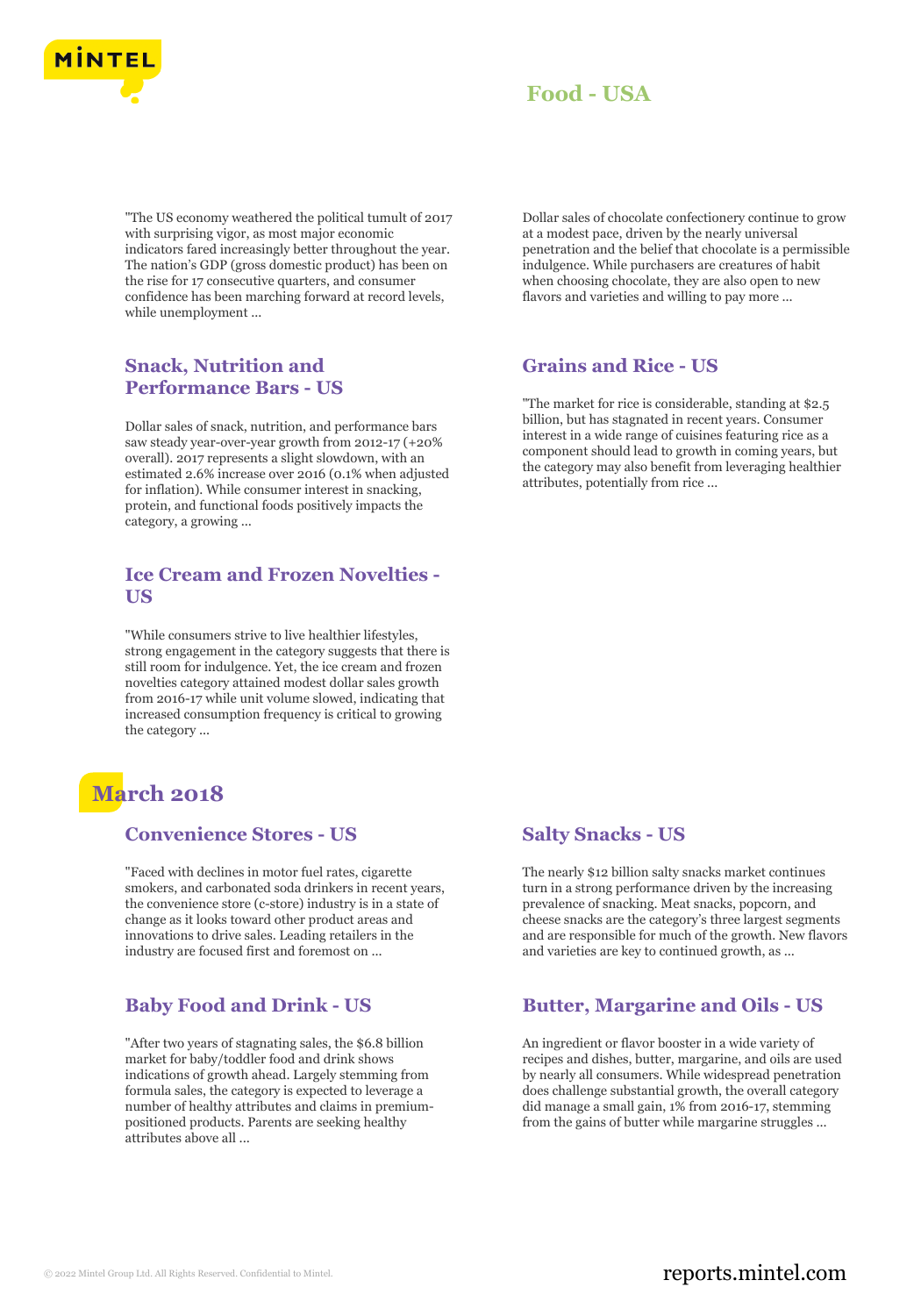"The US economy weathered the political tumult of 2017 with surprising vigor, as most major economic indicators fared increasingly better throughout the year. The nation's GDP (gross domestic product) has been on the rise for 17 consecutive quarters, and consumer confidence has been marching forward at record levels, while unemployment ...

Dollar sales of chocolate confectionery continue to grow at a modest pace, driven by the nearly universal penetration and the belief that chocolate is a permissible indulgence. While purchasers are creatures of habit when choosing chocolate, they are also open to new flavors and varieties and willing to pay more ...

### Snack, Nutrition and Performance Bars - US

Dollar sales of snack, nutrition, and performance bars saw steady year-over-year growth from 2012-17 (+20% overall). 2017 represents a slight slowdown, with an estimated 2.6% increase over 2016 (0.1% when adjusted for inflation). While consumer interest in snacking, protein, and functional foods positively impacts the category, a growing ...

### Grains and Rice - US

"The market for rice is considerable, standing at $2.5 billion, but has stagnated in recent years. Consumer interest in a wide range of cuisines featuring rice as a component should lead to growth in coming years, but the category may also benefit from leveraging healthier attributes, potentially from rice ...

### Ice Cream and Frozen Novelties - US

"While consumers strive to live healthier lifestyles, strong engagement in the category suggests that there is still room for indulgence. Yet, the ice cream and frozen novelties category attained modest dollar sales growth from 2016-17 while unit volume slowed, indicating that increased consumption frequency is critical to growing the category ...

## March 2018

### Convenience Stores - US

"Faced with declines in motor fuel rates, cigarette smokers, and carbonated soda drinkers in recent years, the convenience store (c-store) industry is in a state of change as it looks toward other product areas and innovations to drive sales. Leading retailers in the industry are focused first and foremost on ...

### Salty Snacks - US

The nearly $12 billion salty snacks market continues turn in a strong performance driven by the increasing prevalence of snacking. Meat snacks, popcorn, and cheese snacks are the category's three largest segments and are responsible for much of the growth. New flavors and varieties are key to continued growth, as ...

### Baby Food and Drink - US

"After two years of stagnating sales, the $6.8 billion market for baby/toddler food and drink shows indications of growth ahead. Largely stemming from formula sales, the category is expected to leverage a number of healthy attributes and claims in premium-positioned products. Parents are seeking healthy attributes above all ...

### Butter, Margarine and Oils - US

An ingredient or flavor booster in a wide variety of recipes and dishes, butter, margarine, and oils are used by nearly all consumers. While widespread penetration does challenge substantial growth, the overall category did manage a small gain, 1% from 2016-17, stemming from the gains of butter while margarine struggles ...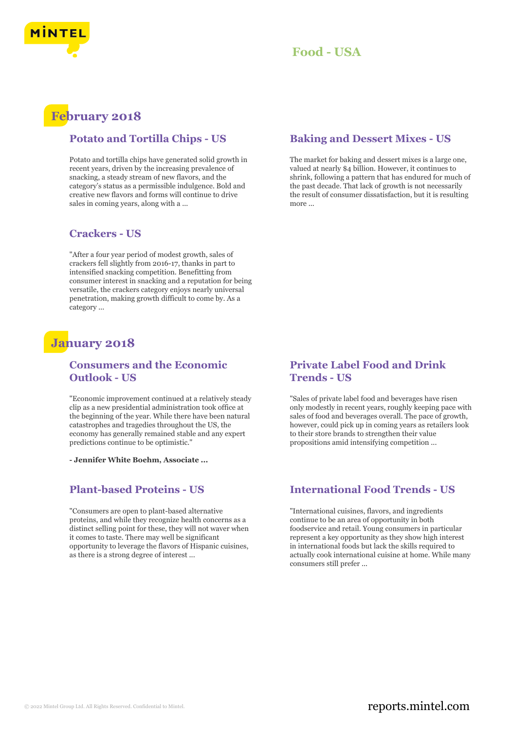# Food - USA

## February 2018

### Potato and Tortilla Chips - US

Potato and tortilla chips have generated solid growth in recent years, driven by the increasing prevalence of snacking, a steady stream of new flavors, and the category's status as a permissible indulgence. Bold and creative new flavors and forms will continue to drive sales in coming years, along with a ...

### Baking and Dessert Mixes - US

The market for baking and dessert mixes is a large one, valued at nearly $4 billion. However, it continues to shrink, following a pattern that has endured for much of the past decade. That lack of growth is not necessarily the result of consumer dissatisfaction, but it is resulting more ...

### Crackers - US

"After a four year period of modest growth, sales of crackers fell slightly from 2016-17, thanks in part to intensified snacking competition. Benefitting from consumer interest in snacking and a reputation for being versatile, the crackers category enjoys nearly universal penetration, making growth difficult to come by. As a category ...

## January 2018

### Consumers and the Economic Outlook - US

"Economic improvement continued at a relatively steady clip as a new presidential administration took office at the beginning of the year. While there have been natural catastrophes and tragedies throughout the US, the economy has generally remained stable and any expert predictions continue to be optimistic."

**- Jennifer White Boehm, Associate ...**

### Private Label Food and Drink Trends - US

"Sales of private label food and beverages have risen only modestly in recent years, roughly keeping pace with sales of food and beverages overall. The pace of growth, however, could pick up in coming years as retailers look to their store brands to strengthen their value propositions amid intensifying competition ...

### Plant-based Proteins - US

"Consumers are open to plant-based alternative proteins, and while they recognize health concerns as a distinct selling point for these, they will not waver when it comes to taste. There may well be significant opportunity to leverage the flavors of Hispanic cuisines, as there is a strong degree of interest ...

### International Food Trends - US

"International cuisines, flavors, and ingredients continue to be an area of opportunity in both foodservice and retail. Young consumers in particular represent a key opportunity as they show high interest in international foods but lack the skills required to actually cook international cuisine at home. While many consumers still prefer ...